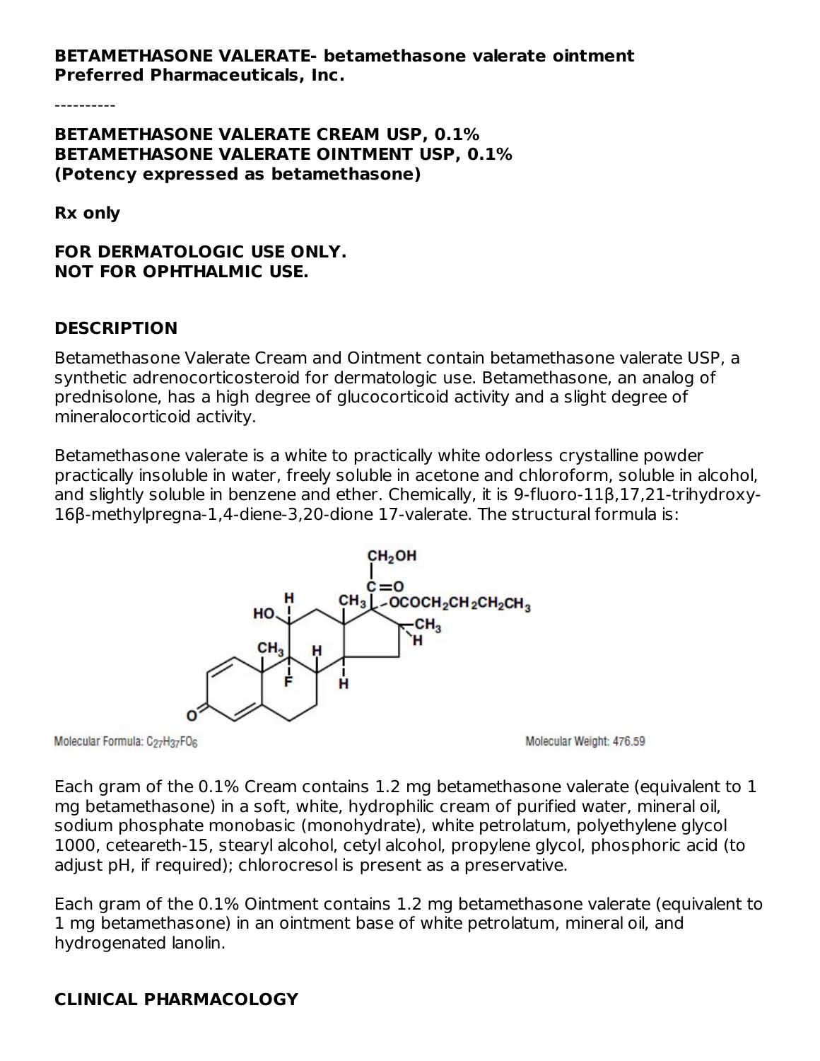**BETAMETHASONE VALERATE- betamethasone valerate ointment**
**Preferred Pharmaceuticals, Inc.**

----------

**BETAMETHASONE VALERATE CREAM USP, 0.1%**
**BETAMETHASONE VALERATE OINTMENT USP, 0.1%**
**(Potency expressed as betamethasone)**

**Rx only**

**FOR DERMATOLOGIC USE ONLY.**
**NOT FOR OPHTHALMIC USE.**

## DESCRIPTION

Betamethasone Valerate Cream and Ointment contain betamethasone valerate USP, a synthetic adrenocorticosteroid for dermatologic use. Betamethasone, an analog of prednisolone, has a high degree of glucocorticoid activity and a slight degree of mineralocorticoid activity.

Betamethasone valerate is a white to practically white odorless crystalline powder practically insoluble in water, freely soluble in acetone and chloroform, soluble in alcohol, and slightly soluble in benzene and ether. Chemically, it is 9-fluoro-11β,17,21-trihydroxy-16β-methylpregna-1,4-diene-3,20-dione 17-valerate. The structural formula is:

Molecular Formula: $C_{27}H_{37}FO_6$

Molecular Weight: 476.59

Each gram of the 0.1% Cream contains 1.2 mg betamethasone valerate (equivalent to 1 mg betamethasone) in a soft, white, hydrophilic cream of purified water, mineral oil, sodium phosphate monobasic (monohydrate), white petrolatum, polyethylene glycol 1000, ceteareth-15, stearyl alcohol, cetyl alcohol, propylene glycol, phosphoric acid (to adjust pH, if required); chlorocresol is present as a preservative.

Each gram of the 0.1% Ointment contains 1.2 mg betamethasone valerate (equivalent to 1 mg betamethasone) in an ointment base of white petrolatum, mineral oil, and hydrogenated lanolin.

## CLINICAL PHARMACOLOGY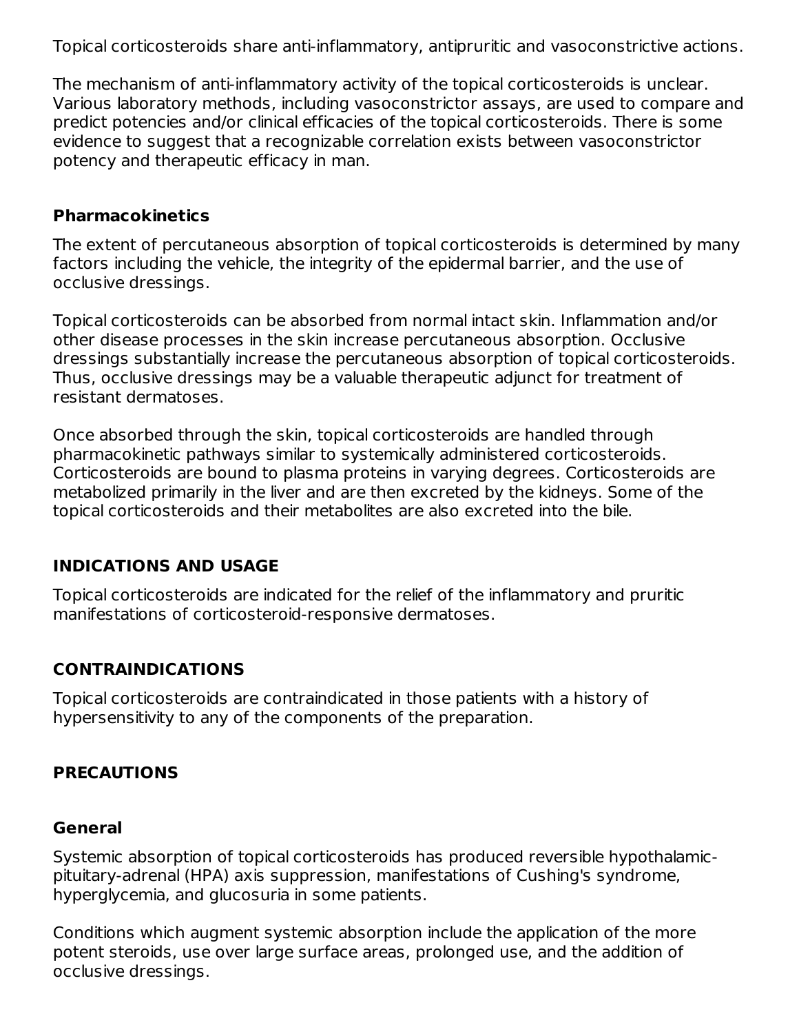Topical corticosteroids share anti-inflammatory, antipruritic and vasoconstrictive actions.

The mechanism of anti-inflammatory activity of the topical corticosteroids is unclear. Various laboratory methods, including vasoconstrictor assays, are used to compare and predict potencies and/or clinical efficacies of the topical corticosteroids. There is some evidence to suggest that a recognizable correlation exists between vasoconstrictor potency and therapeutic efficacy in man.

### Pharmacokinetics

The extent of percutaneous absorption of topical corticosteroids is determined by many factors including the vehicle, the integrity of the epidermal barrier, and the use of occlusive dressings.

Topical corticosteroids can be absorbed from normal intact skin. Inflammation and/or other disease processes in the skin increase percutaneous absorption. Occlusive dressings substantially increase the percutaneous absorption of topical corticosteroids. Thus, occlusive dressings may be a valuable therapeutic adjunct for treatment of resistant dermatoses.

Once absorbed through the skin, topical corticosteroids are handled through pharmacokinetic pathways similar to systemically administered corticosteroids. Corticosteroids are bound to plasma proteins in varying degrees. Corticosteroids are metabolized primarily in the liver and are then excreted by the kidneys. Some of the topical corticosteroids and their metabolites are also excreted into the bile.

## INDICATIONS AND USAGE

Topical corticosteroids are indicated for the relief of the inflammatory and pruritic manifestations of corticosteroid-responsive dermatoses.

## CONTRAINDICATIONS

Topical corticosteroids are contraindicated in those patients with a history of hypersensitivity to any of the components of the preparation.

## PRECAUTIONS

### General

Systemic absorption of topical corticosteroids has produced reversible hypothalamic-pituitary-adrenal (HPA) axis suppression, manifestations of Cushing's syndrome, hyperglycemia, and glucosuria in some patients.

Conditions which augment systemic absorption include the application of the more potent steroids, use over large surface areas, prolonged use, and the addition of occlusive dressings.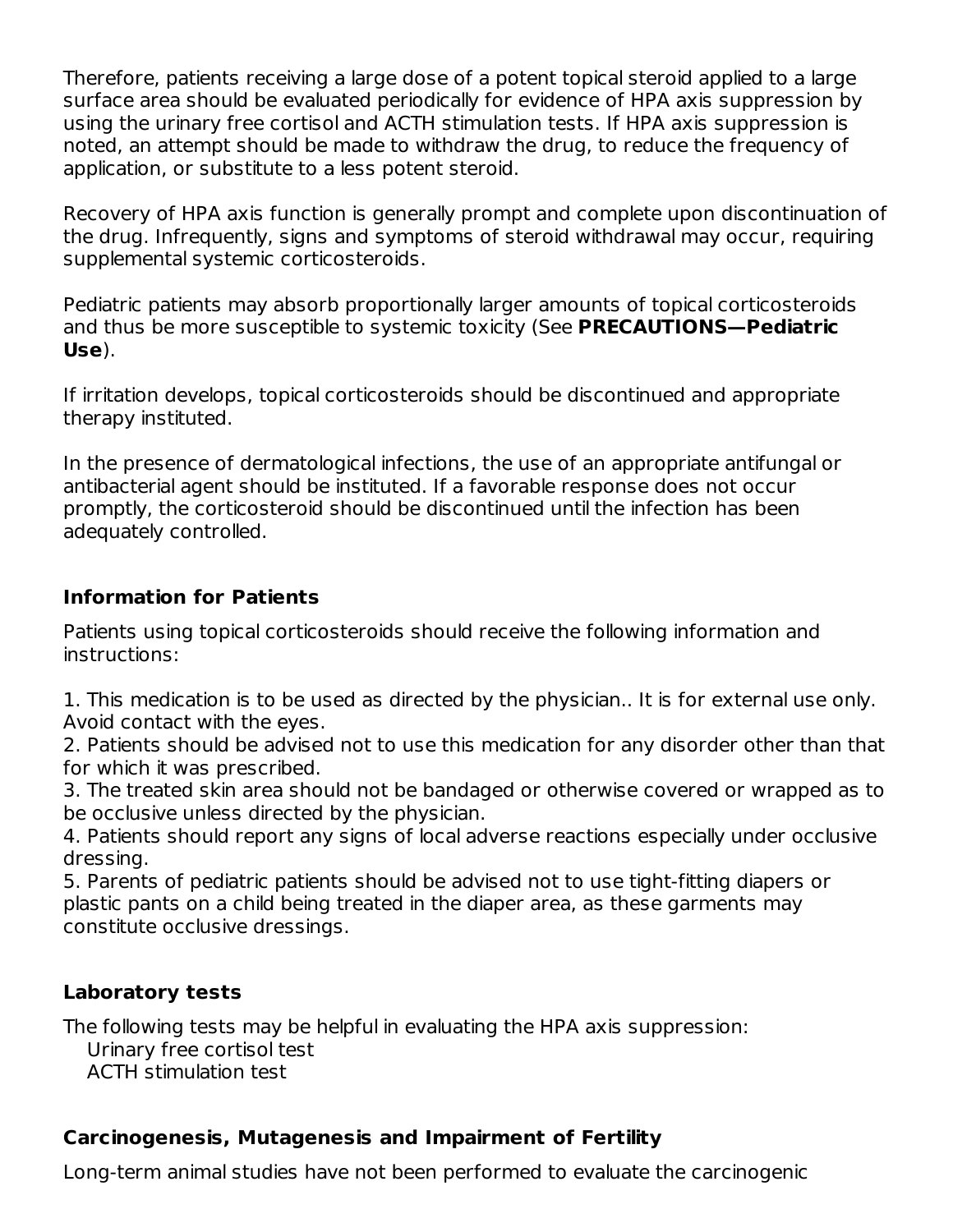Therefore, patients receiving a large dose of a potent topical steroid applied to a large surface area should be evaluated periodically for evidence of HPA axis suppression by using the urinary free cortisol and ACTH stimulation tests. If HPA axis suppression is noted, an attempt should be made to withdraw the drug, to reduce the frequency of application, or substitute to a less potent steroid.

Recovery of HPA axis function is generally prompt and complete upon discontinuation of the drug. Infrequently, signs and symptoms of steroid withdrawal may occur, requiring supplemental systemic corticosteroids.

Pediatric patients may absorb proportionally larger amounts of topical corticosteroids and thus be more susceptible to systemic toxicity (See **PRECAUTIONS—Pediatric Use**).

If irritation develops, topical corticosteroids should be discontinued and appropriate therapy instituted.

In the presence of dermatological infections, the use of an appropriate antifungal or antibacterial agent should be instituted. If a favorable response does not occur promptly, the corticosteroid should be discontinued until the infection has been adequately controlled.

### Information for Patients

Patients using topical corticosteroids should receive the following information and instructions:

1. This medication is to be used as directed by the physician.. It is for external use only. Avoid contact with the eyes.
2. Patients should be advised not to use this medication for any disorder other than that for which it was prescribed.
3. The treated skin area should not be bandaged or otherwise covered or wrapped as to be occlusive unless directed by the physician.
4. Patients should report any signs of local adverse reactions especially under occlusive dressing.
5. Parents of pediatric patients should be advised not to use tight-fitting diapers or plastic pants on a child being treated in the diaper area, as these garments may constitute occlusive dressings.

### Laboratory tests

The following tests may be helpful in evaluating the HPA axis suppression:
Urinary free cortisol test
ACTH stimulation test

### Carcinogenesis, Mutagenesis and Impairment of Fertility

Long-term animal studies have not been performed to evaluate the carcinogenic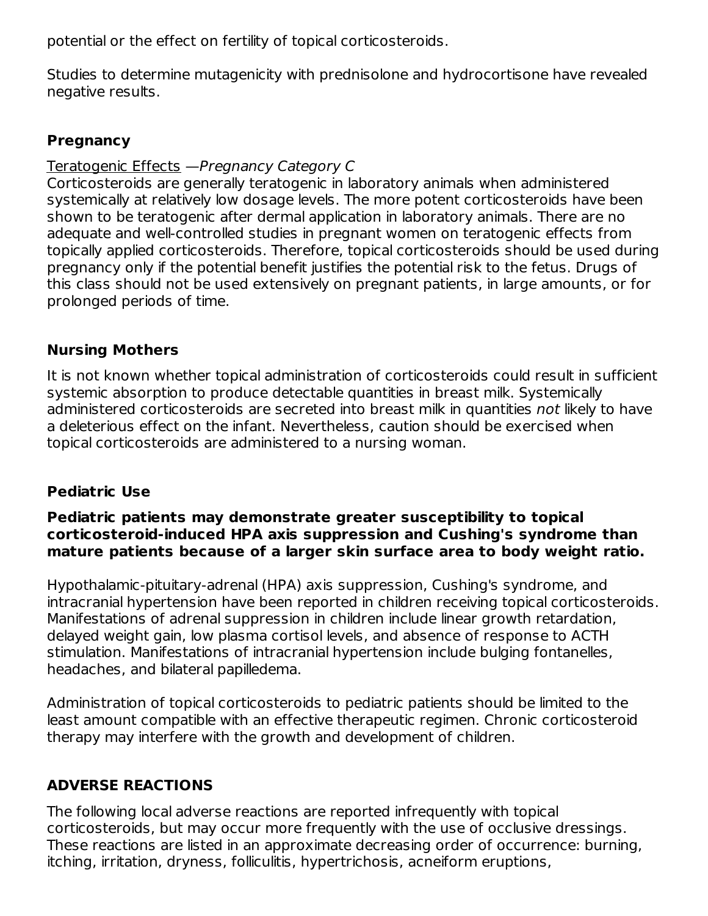potential or the effect on fertility of topical corticosteroids.

Studies to determine mutagenicity with prednisolone and hydrocortisone have revealed negative results.

### Pregnancy

Teratogenic Effects —*Pregnancy Category C*
Corticosteroids are generally teratogenic in laboratory animals when administered systemically at relatively low dosage levels. The more potent corticosteroids have been shown to be teratogenic after dermal application in laboratory animals. There are no adequate and well-controlled studies in pregnant women on teratogenic effects from topically applied corticosteroids. Therefore, topical corticosteroids should be used during pregnancy only if the potential benefit justifies the potential risk to the fetus. Drugs of this class should not be used extensively on pregnant patients, in large amounts, or for prolonged periods of time.

### Nursing Mothers

It is not known whether topical administration of corticosteroids could result in sufficient systemic absorption to produce detectable quantities in breast milk. Systemically administered corticosteroids are secreted into breast milk in quantities *not* likely to have a deleterious effect on the infant. Nevertheless, caution should be exercised when topical corticosteroids are administered to a nursing woman.

### Pediatric Use

**Pediatric patients may demonstrate greater susceptibility to topical corticosteroid-induced HPA axis suppression and Cushing's syndrome than mature patients because of a larger skin surface area to body weight ratio.**

Hypothalamic-pituitary-adrenal (HPA) axis suppression, Cushing's syndrome, and intracranial hypertension have been reported in children receiving topical corticosteroids. Manifestations of adrenal suppression in children include linear growth retardation, delayed weight gain, low plasma cortisol levels, and absence of response to ACTH stimulation. Manifestations of intracranial hypertension include bulging fontanelles, headaches, and bilateral papilledema.

Administration of topical corticosteroids to pediatric patients should be limited to the least amount compatible with an effective therapeutic regimen. Chronic corticosteroid therapy may interfere with the growth and development of children.

## ADVERSE REACTIONS

The following local adverse reactions are reported infrequently with topical corticosteroids, but may occur more frequently with the use of occlusive dressings. These reactions are listed in an approximate decreasing order of occurrence: burning, itching, irritation, dryness, folliculitis, hypertrichosis, acneiform eruptions,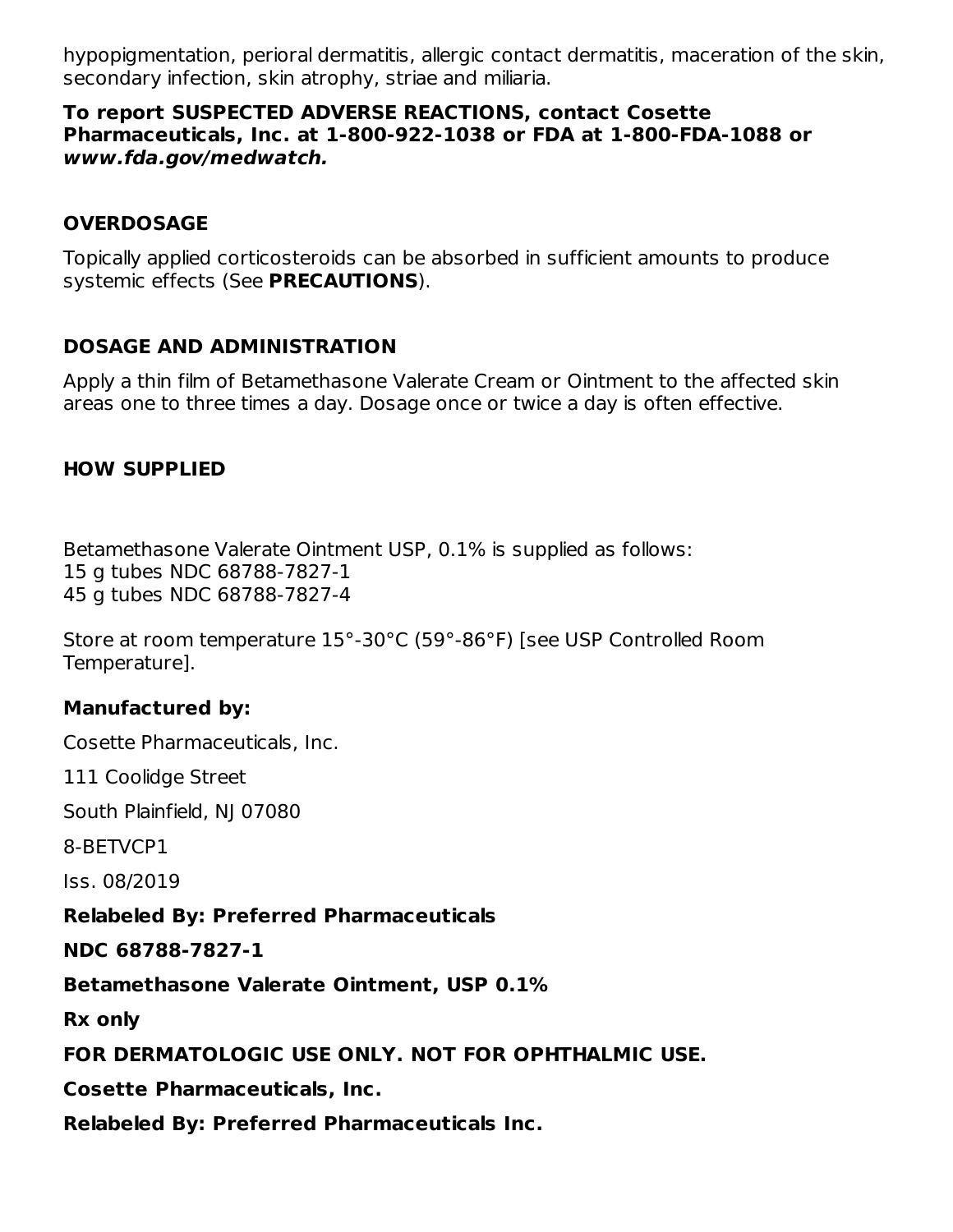hypopigmentation, perioral dermatitis, allergic contact dermatitis, maceration of the skin, secondary infection, skin atrophy, striae and miliaria.

**To report SUSPECTED ADVERSE REACTIONS, contact Cosette Pharmaceuticals, Inc. at 1-800-922-1038 or FDA at 1-800-FDA-1088 or *www.fda.gov/medwatch.***

## OVERDOSAGE

Topically applied corticosteroids can be absorbed in sufficient amounts to produce systemic effects (See **PRECAUTIONS**).

## DOSAGE AND ADMINISTRATION

Apply a thin film of Betamethasone Valerate Cream or Ointment to the affected skin areas one to three times a day. Dosage once or twice a day is often effective.

## HOW SUPPLIED

Betamethasone Valerate Ointment USP, 0.1% is supplied as follows:
15 g tubes NDC 68788-7827-1
45 g tubes NDC 68788-7827-4

Store at room temperature 15°-30°C (59°-86°F) [see USP Controlled Room Temperature].

**Manufactured by:**

Cosette Pharmaceuticals, Inc.

111 Coolidge Street

South Plainfield, NJ 07080

8-BETVCP1

Iss. 08/2019

**Relabeled By: Preferred Pharmaceuticals**

**NDC 68788-7827-1**

**Betamethasone Valerate Ointment, USP 0.1%**

**Rx only**

**FOR DERMATOLOGIC USE ONLY. NOT FOR OPHTHALMIC USE.**

**Cosette Pharmaceuticals, Inc.**

**Relabeled By: Preferred Pharmaceuticals Inc.**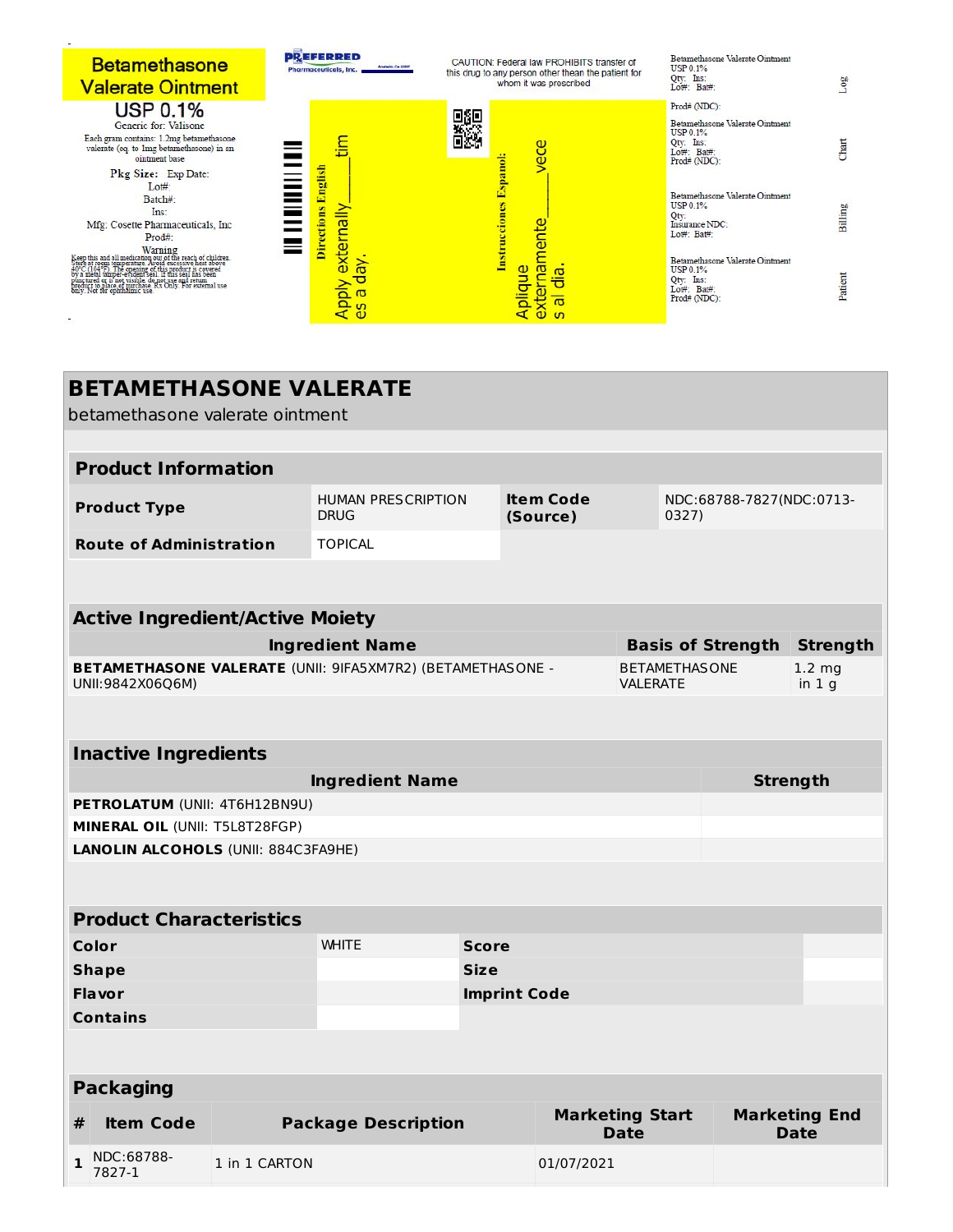Betamethasone Valerate Ointment

USP 0.1%

Generic for: Valisone

Each gram contains: 1.2mg betamethasone valerate (eq. to 1mg betamethasone) in an ointment base

Pkg Size: Exp Date:
Lot#:
Batch#:
Ins:
Mfg: Cosette Pharmaceuticals, Inc
Prod#:

Warning
Keep this and all medication out of the reach of children. Store at room temperature. Avoid excessive heat above 40°C (104°F). The opening of this product is covered by a metal tamper-evident seal. If this seal has been punctured or is not visible, do not use and return product to place of purchase. Rx Only. For external use only. Not for ophthalmic use.

PREFERRED Pharmaceuticals, Inc.

CAUTION: Federal law PROHIBITS transfer of this drug to any person other thean the patient for whom it was prescribed

Directions English
Apply externally_____times a day.

Instrucciones Espanol:
Aplique externamente_____veces al dia.

Betamethasone Valerate Ointment USP 0.1%
Qty: Ins:
Lot#: Bat#:
Prod# (NDC):
Log

Betamethasone Valerate Ointment USP 0.1%
Qty: Ins:
Lot#: Bat#:
Prod# (NDC):
Chart

Betamethasone Valerate Ointment USP 0.1%
Qty:
Insurance NDC:
Lot#: Bat#:
Billing

Betamethasone Valerate Ointment USP 0.1%
Qty: Ins:
Lot#: Bat#:
Prod# (NDC):
Patient

# BETAMETHASONE VALERATE

betamethasone valerate ointment

| Product Information | | | |
|---|---|---|---|
| **Product Type** | HUMAN PRESCRIPTION DRUG | **Item Code (Source)** | NDC:68788-7827(NDC:0713-0327) |
| **Route of Administration** | TOPICAL | | |

| Active Ingredient/Active Moiety | | |
|---|---|---|
| **Ingredient Name** | **Basis of Strength** | **Strength** |
| **BETAMETHASONE VALERATE** (UNII: 9IFA5XM7R2) (BETAMETHASONE - UNII:9842X06Q6M) | BETAMETHASONE VALERATE | 1.2 mg in 1 g |

| Inactive Ingredients | |
|---|---|
| **Ingredient Name** | **Strength** |
| **PETROLATUM** (UNII: 4T6H12BN9U) | |
| **MINERAL OIL** (UNII: T5L8T28FGP) | |
| **LANOLIN ALCOHOLS** (UNII: 884C3FA9HE) | |

| Product Characteristics | | | |
|---|---|---|---|
| **Color** | WHITE | **Score** | |
| **Shape** | | **Size** | |
| **Flavor** | | **Imprint Code** | |
| **Contains** | | | |

| Packaging | | | | |
|---|---|---|---|---|
| **#** | **Item Code** | **Package Description** | **Marketing Start Date** | **Marketing End Date** |
| **1** | NDC:68788-7827-1 | 1 in 1 CARTON | 01/07/2021 | |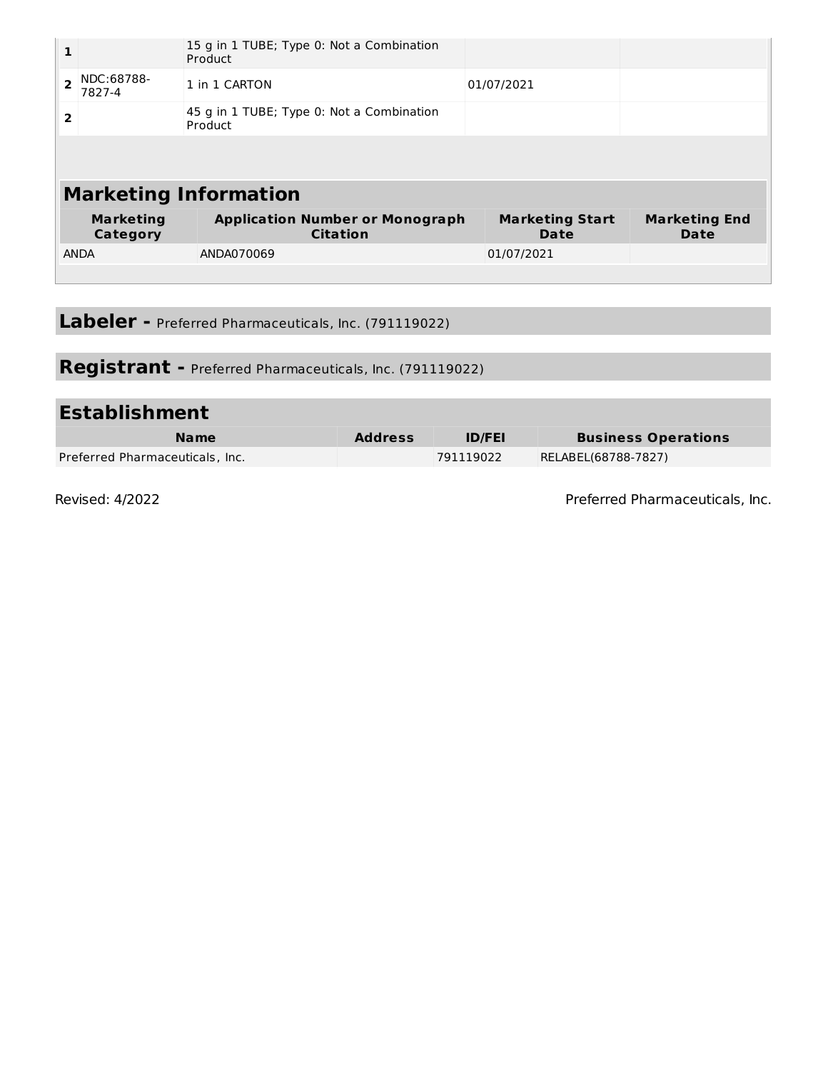| | | | | |
|---|---|---|---|---|
| 1 | | 15 g in 1 TUBE; Type 0: Not a Combination Product | | |
| 2 | NDC:68788-7827-4 | 1 in 1 CARTON | 01/07/2021 | |
| 2 | | 45 g in 1 TUBE; Type 0: Not a Combination Product | | |

## Marketing Information

| Marketing Category | Application Number or Monograph Citation | Marketing Start Date | Marketing End Date |
|---|---|---|---|
| ANDA | ANDA070069 | 01/07/2021 | |

## Labeler - Preferred Pharmaceuticals, Inc. (791119022)

## Registrant - Preferred Pharmaceuticals, Inc. (791119022)

## Establishment

| Name | Address | ID/FEI | Business Operations |
|---|---|---|---|
| Preferred Pharmaceuticals, Inc. | | 791119022 | RELABEL(68788-7827) |

Revised: 4/2022

Preferred Pharmaceuticals, Inc.